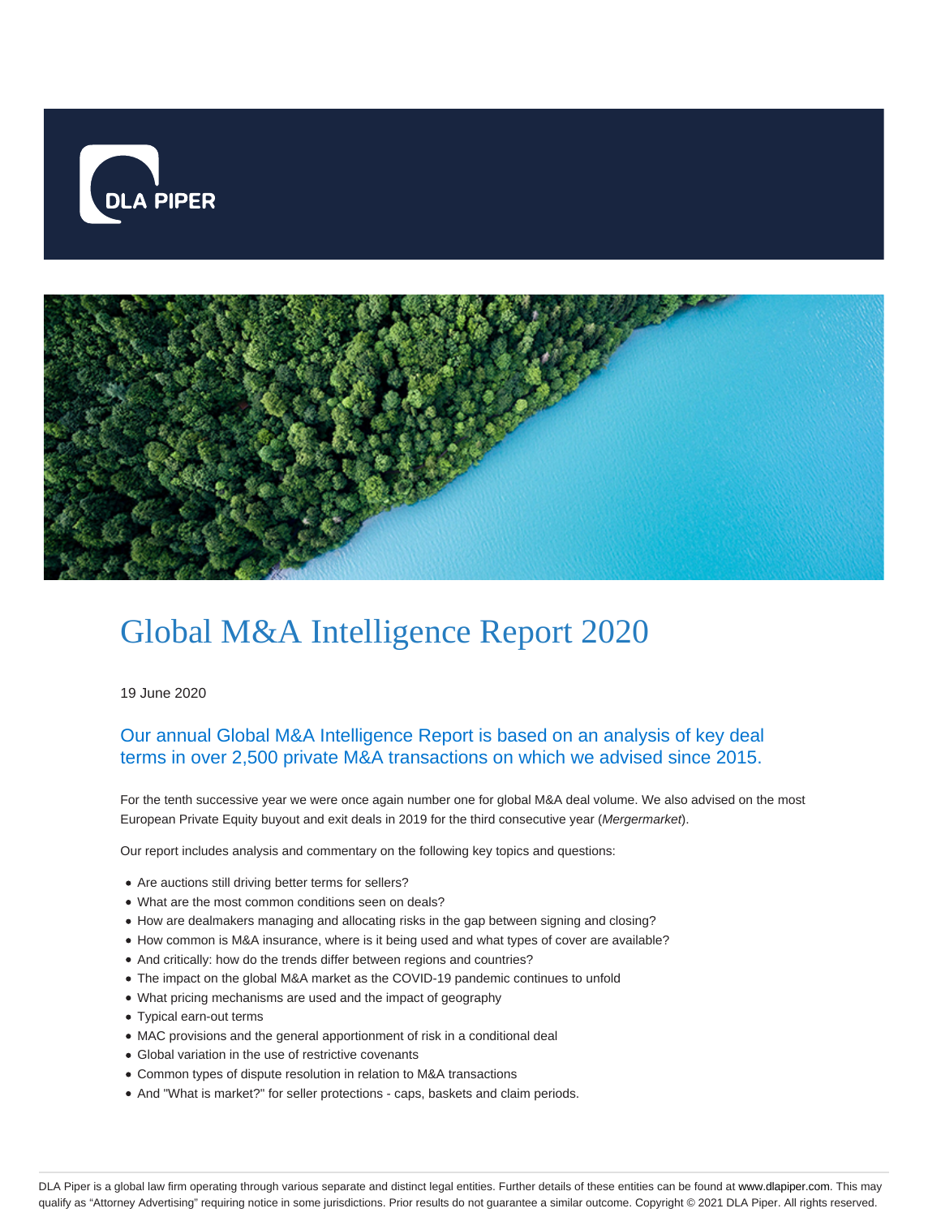# Global M&A Intelligence Report 2020

19 June 2020

## Our annual Global M&A Intelligence Report is based on an analysis of key deal terms in over 2,500 private M&A transactions on which we advised since 2015.

For the tenth successive year we were once again number one for global M&A deal volume. We also advised on the most European Private Equity buyout and exit deals in 2019 for the third consecutive year (*Mergermarket*).

Our report includes analysis and commentary on the following key topics and questions:

- Are auctions still driving better terms for sellers?
- What are the most common conditions seen on deals?
- How are dealmakers managing and allocating risks in the gap between signing and closing?
- How common is M&A insurance, where is it being used and what types of cover are available?
- And critically: how do the trends differ between regions and countries?
- The impact on the global M&A market as the COVID-19 pandemic continues to unfold
- What pricing mechanisms are used and the impact of geography
- Typical earn-out terms
- MAC provisions and the general apportionment of risk in a conditional deal
- Global variation in the use of restrictive covenants
- Common types of dispute resolution in relation to M&A transactions
- And "What is market?" for seller protections - caps, baskets and claim periods.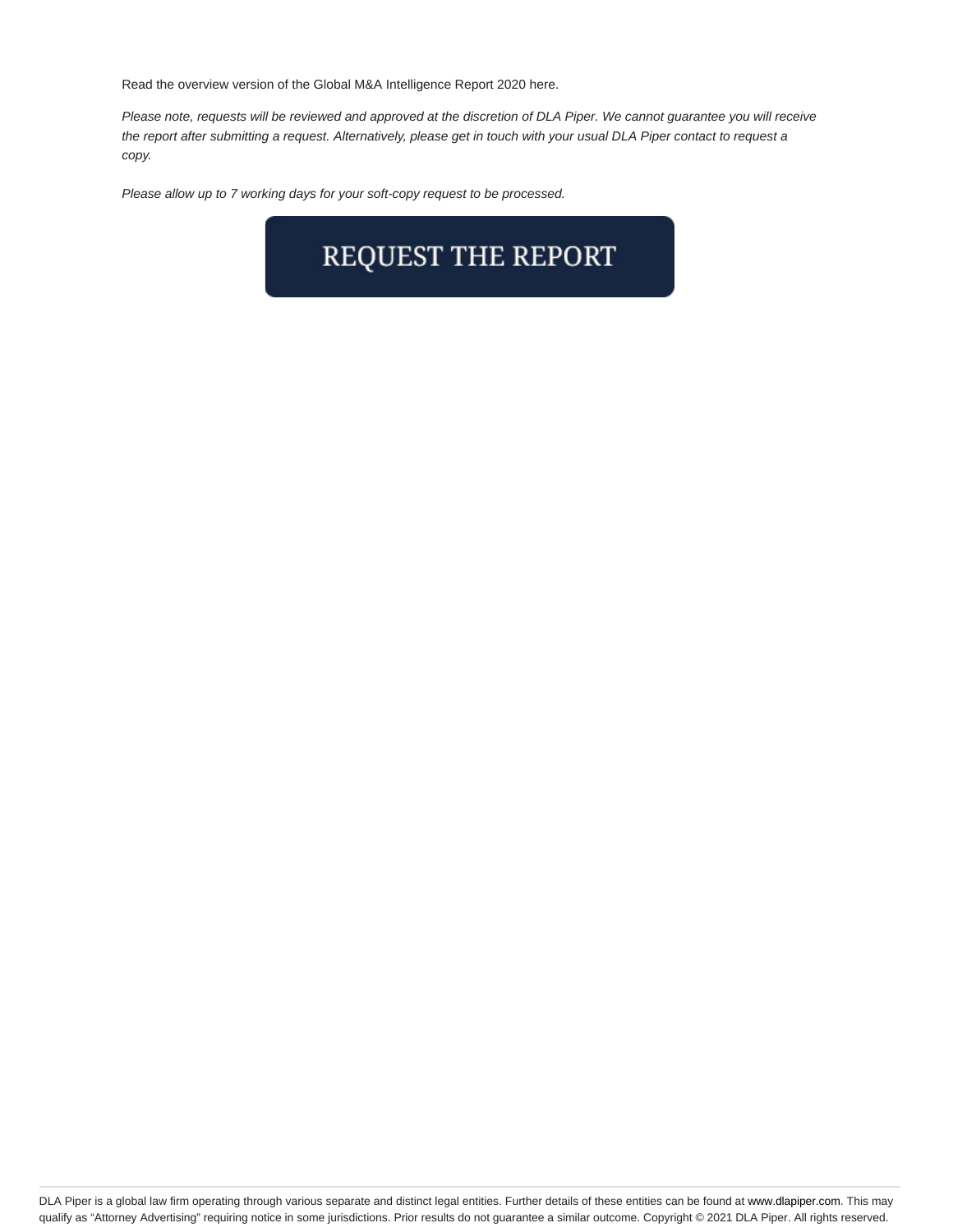Read the overview version of the Global M&A Intelligence Report 2020 here.

*Please note, requests will be reviewed and approved at the discretion of DLA Piper. We cannot guarantee you will receive the report after submitting a request. Alternatively, please get in touch with your usual DLA Piper contact to request a copy.*

*Please allow up to 7 working days for your soft-copy request to be processed.*

REQUEST THE REPORT

DLA Piper is a global law firm operating through various separate and distinct legal entities. Further details of these entities can be found at www.dlapiper.com. This may qualify as "Attorney Advertising" requiring notice in some jurisdictions. Prior results do not guarantee a similar outcome. Copyright © 2021 DLA Piper. All rights reserved.